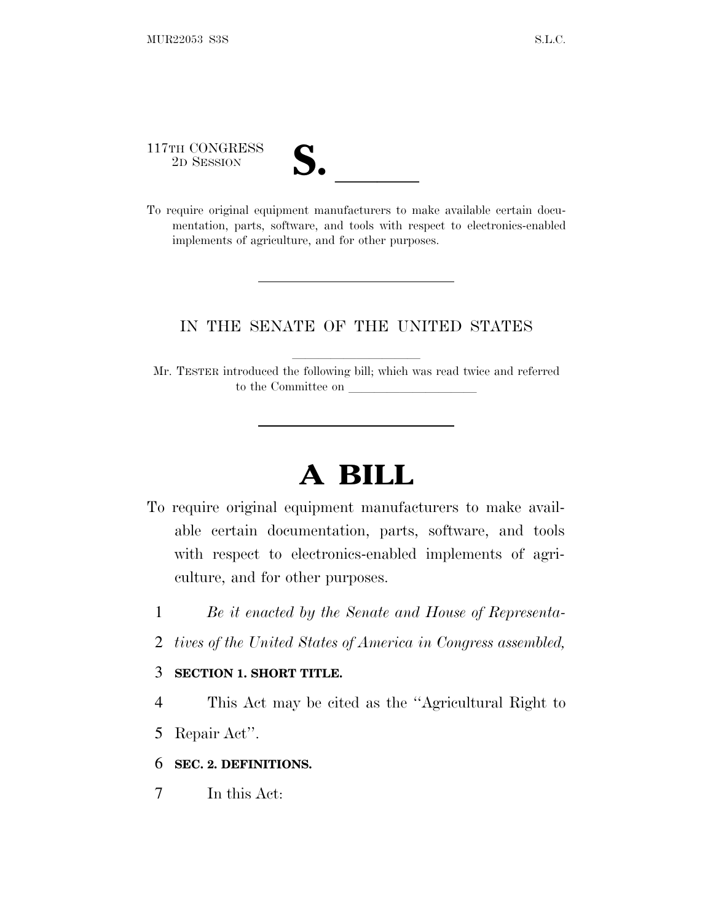117TH CONGRESS
2D SESSION

# S. \_\_\_\_\_\_

To require original equipment manufacturers to make available certain documentation, parts, software, and tools with respect to electronics-enabled implements of agriculture, and for other purposes.

---

IN THE SENATE OF THE UNITED STATES

Mr. TESTER introduced the following bill; which was read twice and referred to the Committee on \_\_\_\_\_\_\_\_\_\_\_\_\_\_\_\_\_\_\_\_

---

# A BILL

To require original equipment manufacturers to make available certain documentation, parts, software, and tools with respect to electronics-enabled implements of agriculture, and for other purposes.

*Be it enacted by the Senate and House of Representatives of the United States of America in Congress assembled,*

**SECTION 1. SHORT TITLE.**

This Act may be cited as the "Agricultural Right to Repair Act".

**SEC. 2. DEFINITIONS.**

In this Act: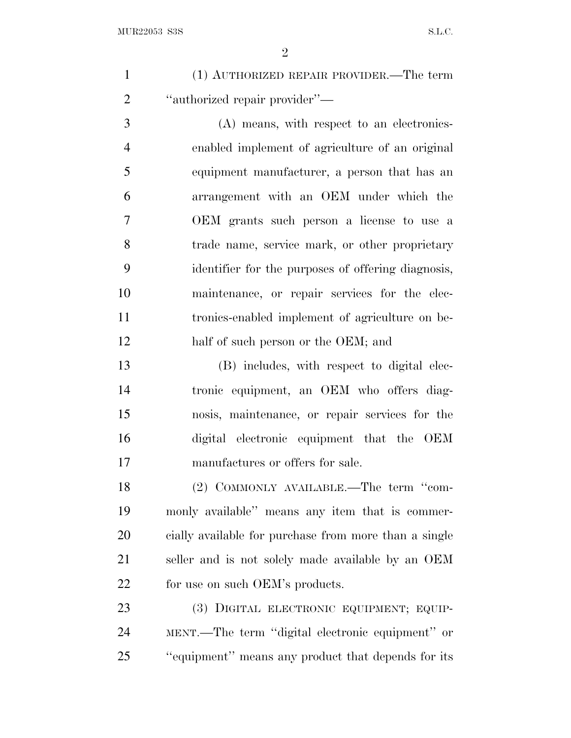(1) AUTHORIZED REPAIR PROVIDER.—The term "authorized repair provider"—

(A) means, with respect to an electronics-enabled implement of agriculture of an original equipment manufacturer, a person that has an arrangement with an OEM under which the OEM grants such person a license to use a trade name, service mark, or other proprietary identifier for the purposes of offering diagnosis, maintenance, or repair services for the electronics-enabled implement of agriculture on behalf of such person or the OEM; and

(B) includes, with respect to digital electronic equipment, an OEM who offers diagnosis, maintenance, or repair services for the digital electronic equipment that the OEM manufactures or offers for sale.

(2) COMMONLY AVAILABLE.—The term "commonly available" means any item that is commercially available for purchase from more than a single seller and is not solely made available by an OEM for use on such OEM's products.

(3) DIGITAL ELECTRONIC EQUIPMENT; EQUIPMENT.—The term "digital electronic equipment" or "equipment" means any product that depends for its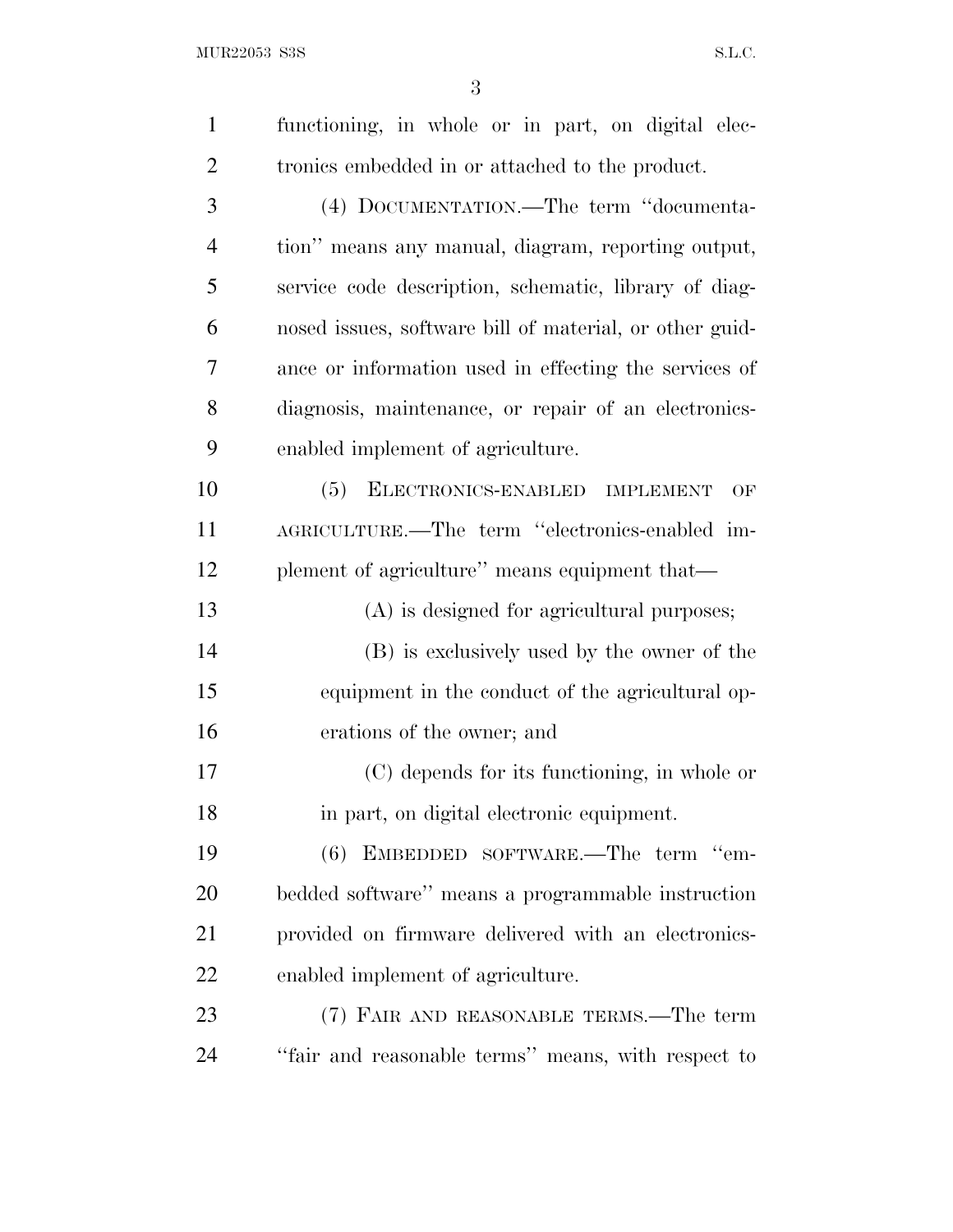functioning, in whole or in part, on digital electronics embedded in or attached to the product.

(4) DOCUMENTATION.—The term ''documentation'' means any manual, diagram, reporting output, service code description, schematic, library of diagnosed issues, software bill of material, or other guidance or information used in effecting the services of diagnosis, maintenance, or repair of an electronics-enabled implement of agriculture.

(5) ELECTRONICS-ENABLED IMPLEMENT OF AGRICULTURE.—The term ''electronics-enabled implement of agriculture'' means equipment that—

(A) is designed for agricultural purposes;

(B) is exclusively used by the owner of the equipment in the conduct of the agricultural operations of the owner; and

(C) depends for its functioning, in whole or in part, on digital electronic equipment.

(6) EMBEDDED SOFTWARE.—The term ''embedded software'' means a programmable instruction provided on firmware delivered with an electronics-enabled implement of agriculture.

(7) FAIR AND REASONABLE TERMS.—The term ''fair and reasonable terms'' means, with respect to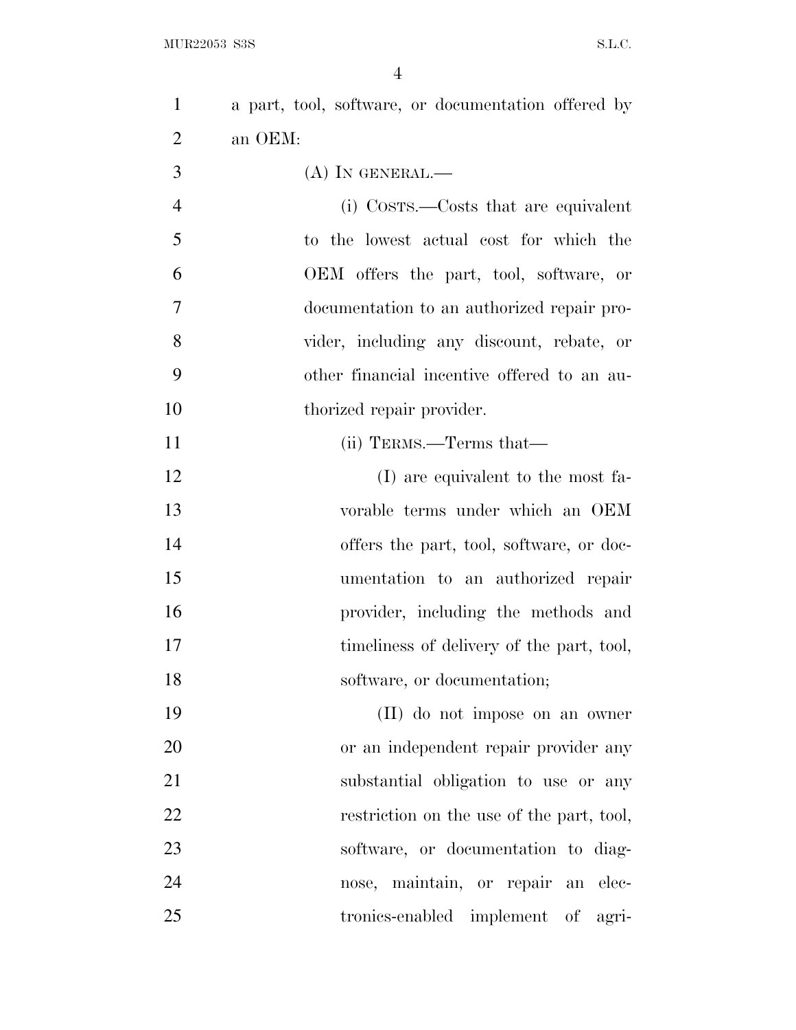a part, tool, software, or documentation offered by an OEM:

(A) IN GENERAL.—

(i) COSTS.—Costs that are equivalent to the lowest actual cost for which the OEM offers the part, tool, software, or documentation to an authorized repair provider, including any discount, rebate, or other financial incentive offered to an authorized repair provider.

(ii) TERMS.—Terms that—

(I) are equivalent to the most favorable terms under which an OEM offers the part, tool, software, or documentation to an authorized repair provider, including the methods and timeliness of delivery of the part, tool, software, or documentation;

(II) do not impose on an owner or an independent repair provider any substantial obligation to use or any restriction on the use of the part, tool, software, or documentation to diagnose, maintain, or repair an electronics-enabled implement of agri-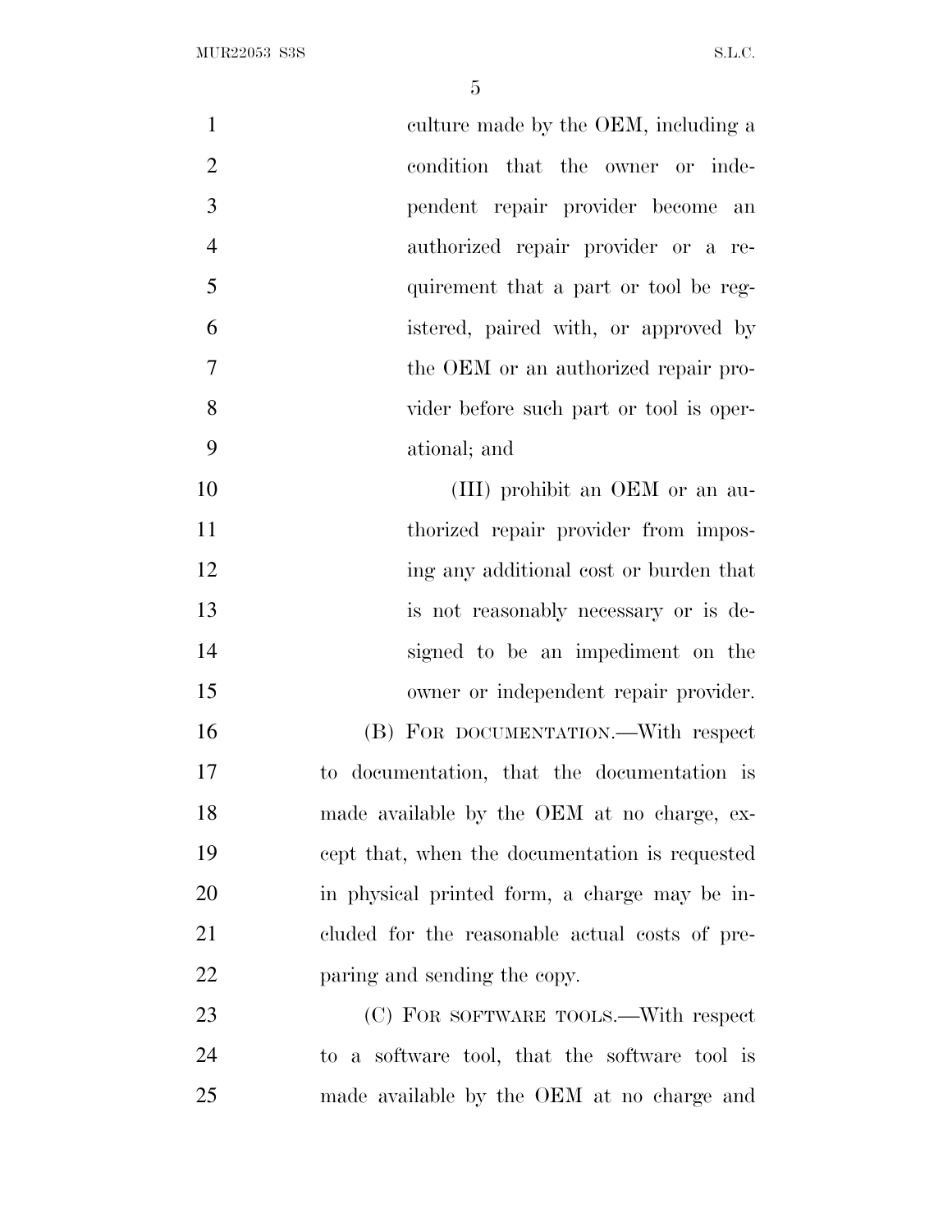culture made by the OEM, including a condition that the owner or independent repair provider become an authorized repair provider or a requirement that a part or tool be registered, paired with, or approved by the OEM or an authorized repair provider before such part or tool is operational; and

(III) prohibit an OEM or an authorized repair provider from imposing any additional cost or burden that is not reasonably necessary or is designed to be an impediment on the owner or independent repair provider.

(B) FOR DOCUMENTATION.—With respect to documentation, that the documentation is made available by the OEM at no charge, except that, when the documentation is requested in physical printed form, a charge may be included for the reasonable actual costs of preparing and sending the copy.

(C) FOR SOFTWARE TOOLS.—With respect to a software tool, that the software tool is made available by the OEM at no charge and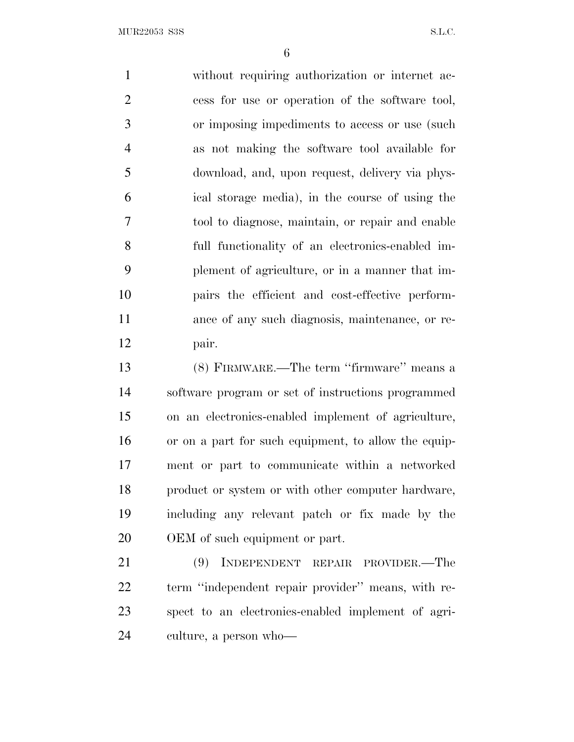without requiring authorization or internet access for use or operation of the software tool, or imposing impediments to access or use (such as not making the software tool available for download, and, upon request, delivery via physical storage media), in the course of using the tool to diagnose, maintain, or repair and enable full functionality of an electronics-enabled implement of agriculture, or in a manner that impairs the efficient and cost-effective performance of any such diagnosis, maintenance, or repair.

(8) FIRMWARE.—The term ''firmware'' means a software program or set of instructions programmed on an electronics-enabled implement of agriculture, or on a part for such equipment, to allow the equipment or part to communicate within a networked product or system or with other computer hardware, including any relevant patch or fix made by the OEM of such equipment or part.

(9) INDEPENDENT REPAIR PROVIDER.—The term ''independent repair provider'' means, with respect to an electronics-enabled implement of agriculture, a person who—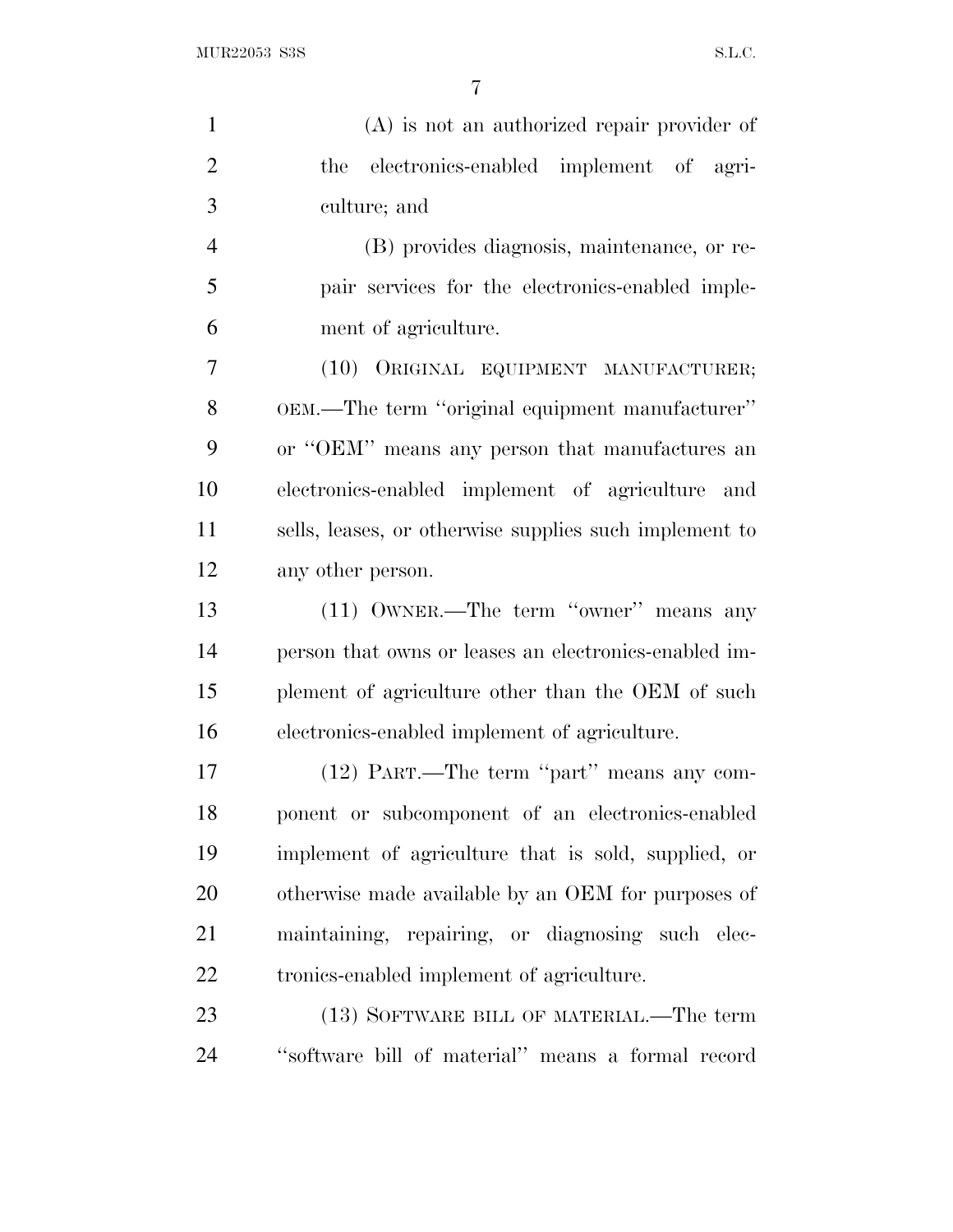(A) is not an authorized repair provider of the electronics-enabled implement of agriculture; and

(B) provides diagnosis, maintenance, or repair services for the electronics-enabled implement of agriculture.

(10) ORIGINAL EQUIPMENT MANUFACTURER; OEM.—The term ''original equipment manufacturer'' or ''OEM'' means any person that manufactures an electronics-enabled implement of agriculture and sells, leases, or otherwise supplies such implement to any other person.

(11) OWNER.—The term ''owner'' means any person that owns or leases an electronics-enabled implement of agriculture other than the OEM of such electronics-enabled implement of agriculture.

(12) PART.—The term ''part'' means any component or subcomponent of an electronics-enabled implement of agriculture that is sold, supplied, or otherwise made available by an OEM for purposes of maintaining, repairing, or diagnosing such electronics-enabled implement of agriculture.

(13) SOFTWARE BILL OF MATERIAL.—The term ''software bill of material'' means a formal record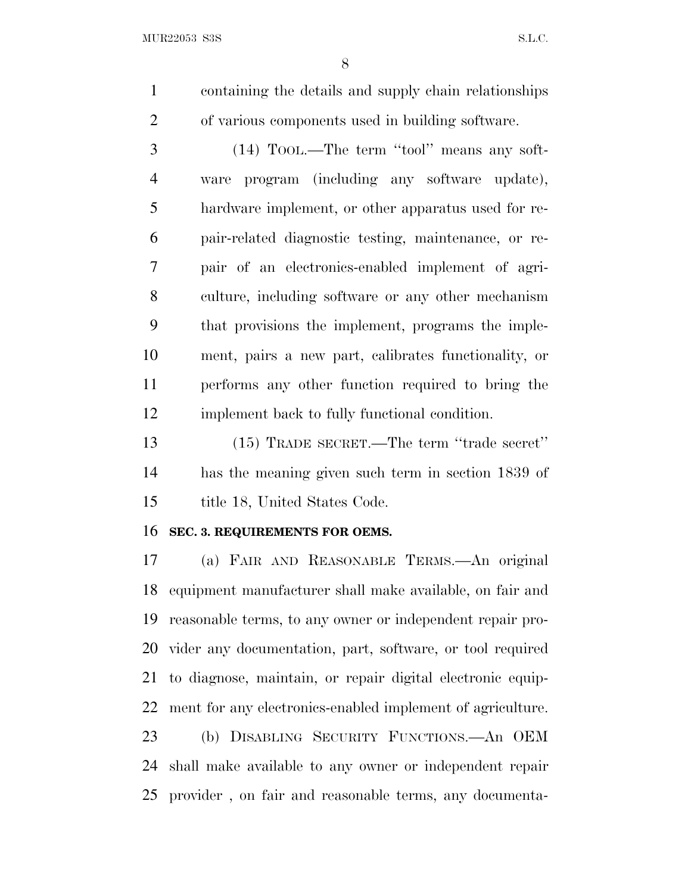containing the details and supply chain relationships of various components used in building software.

(14) TOOL.—The term ''tool'' means any software program (including any software update), hardware implement, or other apparatus used for repair-related diagnostic testing, maintenance, or repair of an electronics-enabled implement of agriculture, including software or any other mechanism that provisions the implement, programs the implement, pairs a new part, calibrates functionality, or performs any other function required to bring the implement back to fully functional condition.

(15) TRADE SECRET.—The term ''trade secret'' has the meaning given such term in section 1839 of title 18, United States Code.

**SEC. 3. REQUIREMENTS FOR OEMS.**

(a) FAIR AND REASONABLE TERMS.—An original equipment manufacturer shall make available, on fair and reasonable terms, to any owner or independent repair provider any documentation, part, software, or tool required to diagnose, maintain, or repair digital electronic equipment for any electronics-enabled implement of agriculture.

(b) DISABLING SECURITY FUNCTIONS.—An OEM shall make available to any owner or independent repair provider , on fair and reasonable terms, any documenta-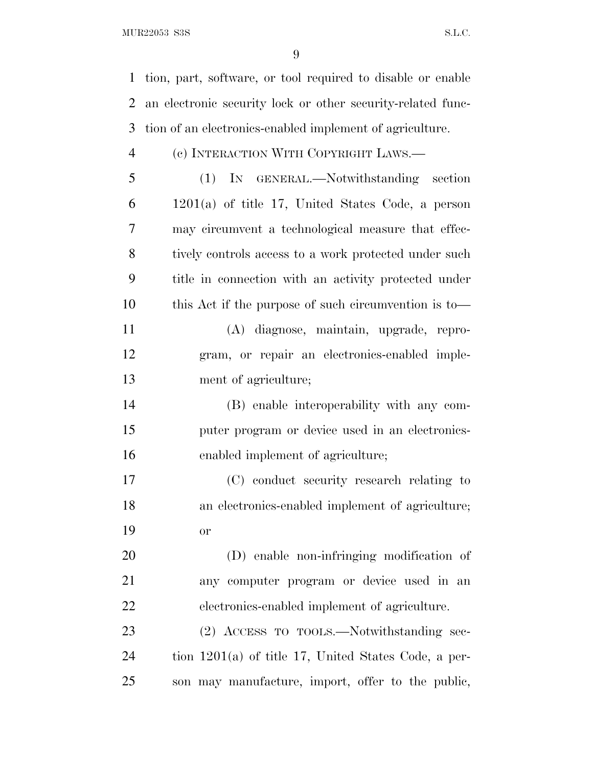tion, part, software, or tool required to disable or enable an electronic security lock or other security-related function of an electronics-enabled implement of agriculture.

(c) INTERACTION WITH COPYRIGHT LAWS.—

(1) IN GENERAL.—Notwithstanding section 1201(a) of title 17, United States Code, a person may circumvent a technological measure that effectively controls access to a work protected under such title in connection with an activity protected under this Act if the purpose of such circumvention is to—

(A) diagnose, maintain, upgrade, reprogram, or repair an electronics-enabled implement of agriculture;

(B) enable interoperability with any computer program or device used in an electronics-enabled implement of agriculture;

(C) conduct security research relating to an electronics-enabled implement of agriculture; or

(D) enable non-infringing modification of any computer program or device used in an electronics-enabled implement of agriculture.

(2) ACCESS TO TOOLS.—Notwithstanding section 1201(a) of title 17, United States Code, a person may manufacture, import, offer to the public,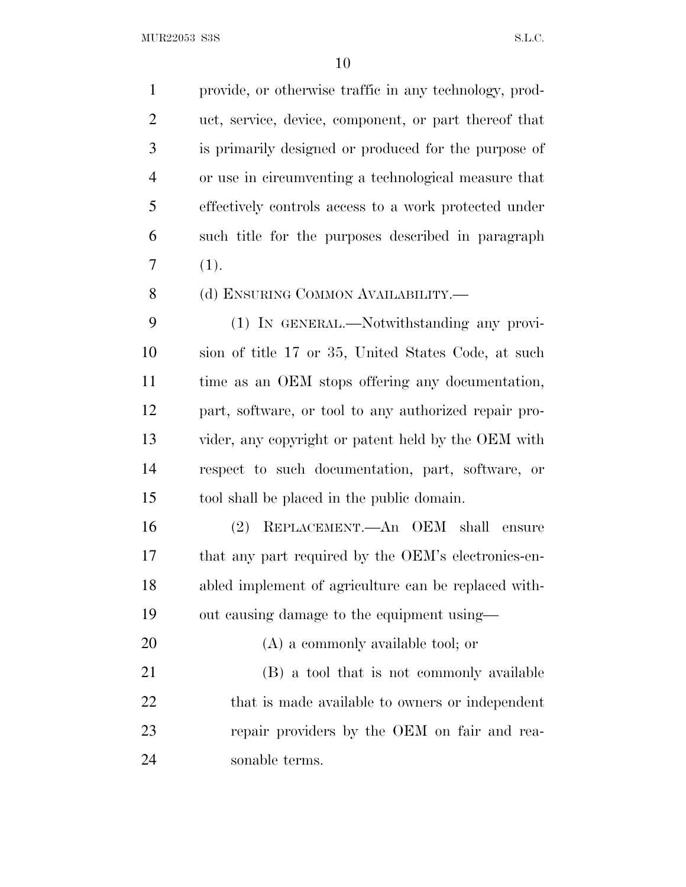provide, or otherwise traffic in any technology, product, service, device, component, or part thereof that is primarily designed or produced for the purpose of or use in circumventing a technological measure that effectively controls access to a work protected under such title for the purposes described in paragraph (1).

(d) Ensuring Common Availability.—

(1) In general.—Notwithstanding any provision of title 17 or 35, United States Code, at such time as an OEM stops offering any documentation, part, software, or tool to any authorized repair provider, any copyright or patent held by the OEM with respect to such documentation, part, software, or tool shall be placed in the public domain.

(2) Replacement.—An OEM shall ensure that any part required by the OEM's electronics-enabled implement of agriculture can be replaced without causing damage to the equipment using—

(A) a commonly available tool; or

(B) a tool that is not commonly available that is made available to owners or independent repair providers by the OEM on fair and reasonable terms.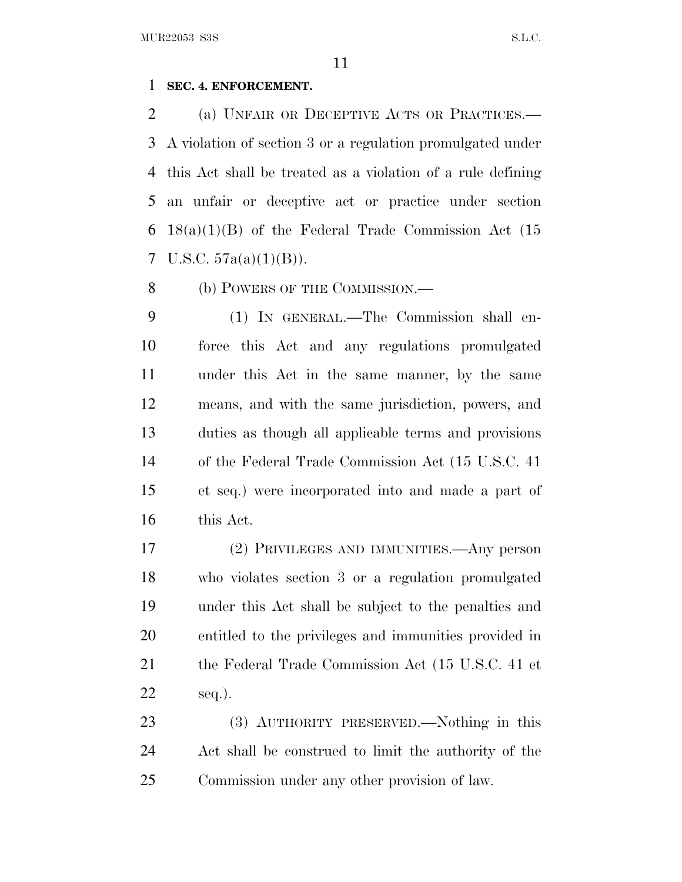**SEC. 4. ENFORCEMENT.**

(a) UNFAIR OR DECEPTIVE ACTS OR PRACTICES.—A violation of section 3 or a regulation promulgated under this Act shall be treated as a violation of a rule defining an unfair or deceptive act or practice under section 18(a)(1)(B) of the Federal Trade Commission Act (15 U.S.C. 57a(a)(1)(B)).

(b) POWERS OF THE COMMISSION.—

(1) IN GENERAL.—The Commission shall enforce this Act and any regulations promulgated under this Act in the same manner, by the same means, and with the same jurisdiction, powers, and duties as though all applicable terms and provisions of the Federal Trade Commission Act (15 U.S.C. 41 et seq.) were incorporated into and made a part of this Act.

(2) PRIVILEGES AND IMMUNITIES.—Any person who violates section 3 or a regulation promulgated under this Act shall be subject to the penalties and entitled to the privileges and immunities provided in the Federal Trade Commission Act (15 U.S.C. 41 et seq.).

(3) AUTHORITY PRESERVED.—Nothing in this Act shall be construed to limit the authority of the Commission under any other provision of law.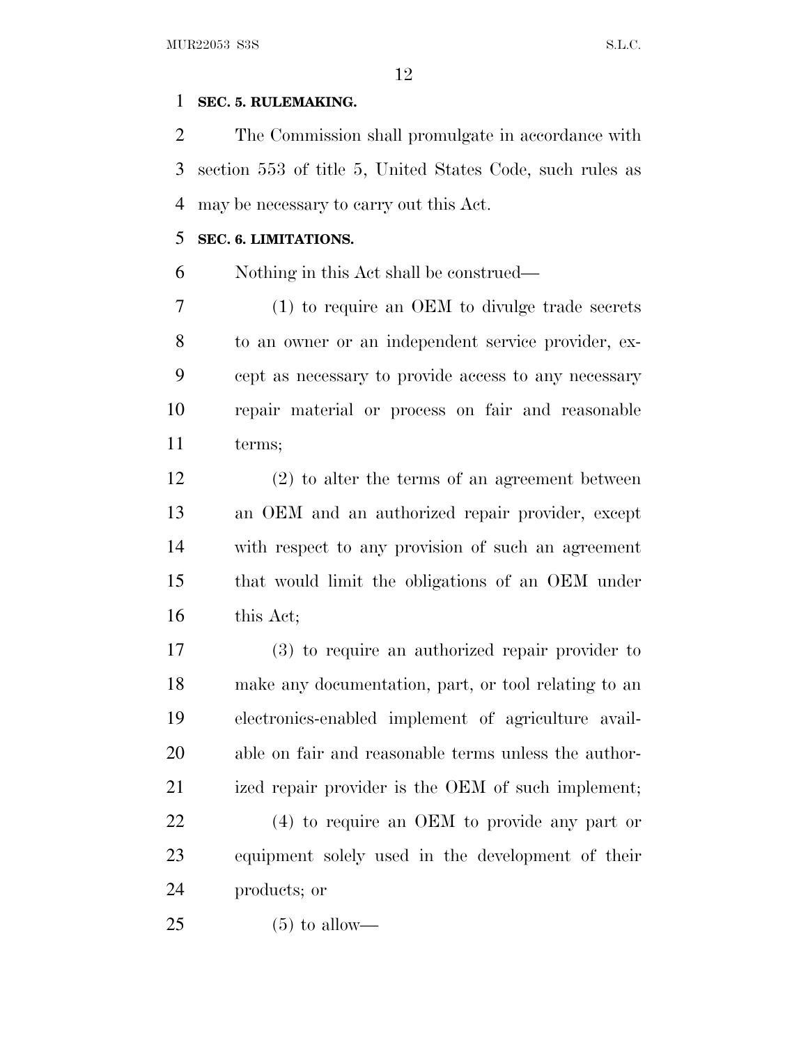**SEC. 5. RULEMAKING.**

The Commission shall promulgate in accordance with section 553 of title 5, United States Code, such rules as may be necessary to carry out this Act.

**SEC. 6. LIMITATIONS.**

Nothing in this Act shall be construed—

(1) to require an OEM to divulge trade secrets to an owner or an independent service provider, except as necessary to provide access to any necessary repair material or process on fair and reasonable terms;

(2) to alter the terms of an agreement between an OEM and an authorized repair provider, except with respect to any provision of such an agreement that would limit the obligations of an OEM under this Act;

(3) to require an authorized repair provider to make any documentation, part, or tool relating to an electronics-enabled implement of agriculture available on fair and reasonable terms unless the authorized repair provider is the OEM of such implement;

(4) to require an OEM to provide any part or equipment solely used in the development of their products; or

(5) to allow—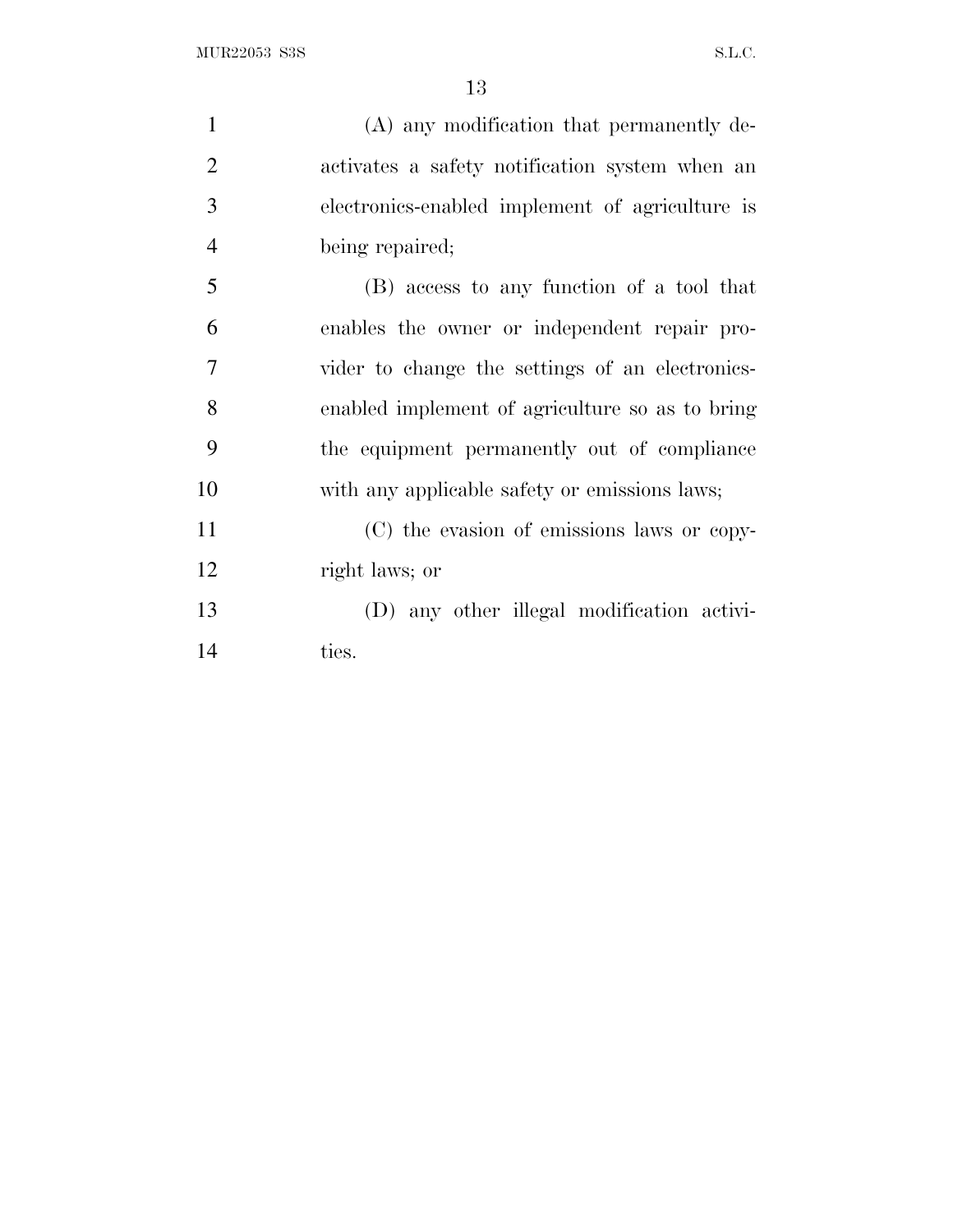(A) any modification that permanently deactivates a safety notification system when an electronics-enabled implement of agriculture is being repaired;

(B) access to any function of a tool that enables the owner or independent repair provider to change the settings of an electronics-enabled implement of agriculture so as to bring the equipment permanently out of compliance with any applicable safety or emissions laws;

(C) the evasion of emissions laws or copyright laws; or

(D) any other illegal modification activities.